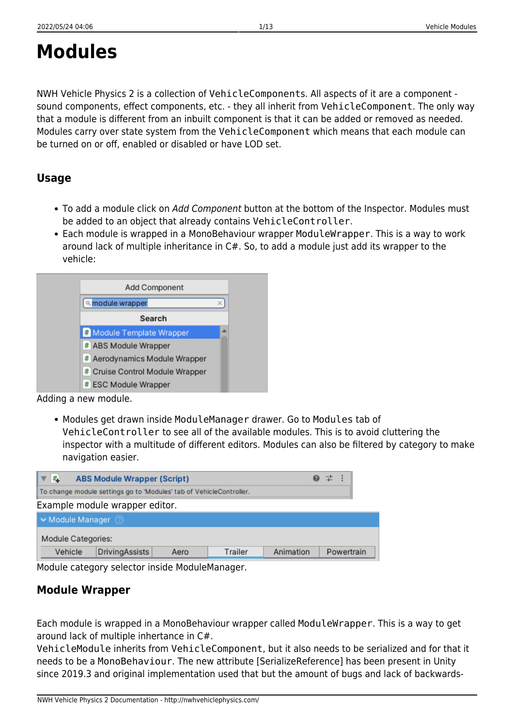# Modules

NWH Vehicle Physics 2 is a collection of `VehicleComponents`. All aspects of it are a component - sound components, effect components, etc. - they all inherit from `VehicleComponent`. The only way that a module is different from an inbuilt component is that it can be added or removed as needed. Modules carry over state system from the `VehicleComponent` which means that each module can be turned on or off, enabled or disabled or have LOD set.

## Usage

- To add a module click on *Add Component* button at the bottom of the Inspector. Modules must be added to an object that already contains `VehicleController`.
- Each module is wrapped in a MonoBehaviour wrapper `ModuleWrapper`. This is a way to work around lack of multiple inheritance in C#. So, to add a module just add its wrapper to the vehicle:

Adding a new module.

- Modules get drawn inside `ModuleManager` drawer. Go to `Modules` tab of `VehicleController` to see all of the available modules. This is to avoid cluttering the inspector with a multitude of different editors. Modules can also be filtered by category to make navigation easier.

Example module wrapper editor.

Module category selector inside ModuleManager.

## Module Wrapper

Each module is wrapped in a MonoBehaviour wrapper called `ModuleWrapper`. This is a way to get around lack of multiple inhertance in C#.
`VehicleModule` inherits from `VehicleComponent`, but it also needs to be serialized and for that it needs to be a `MonoBehaviour`. The new attribute [SerializeReference] has been present in Unity since 2019.3 and original implementation used that but the amount of bugs and lack of backwards-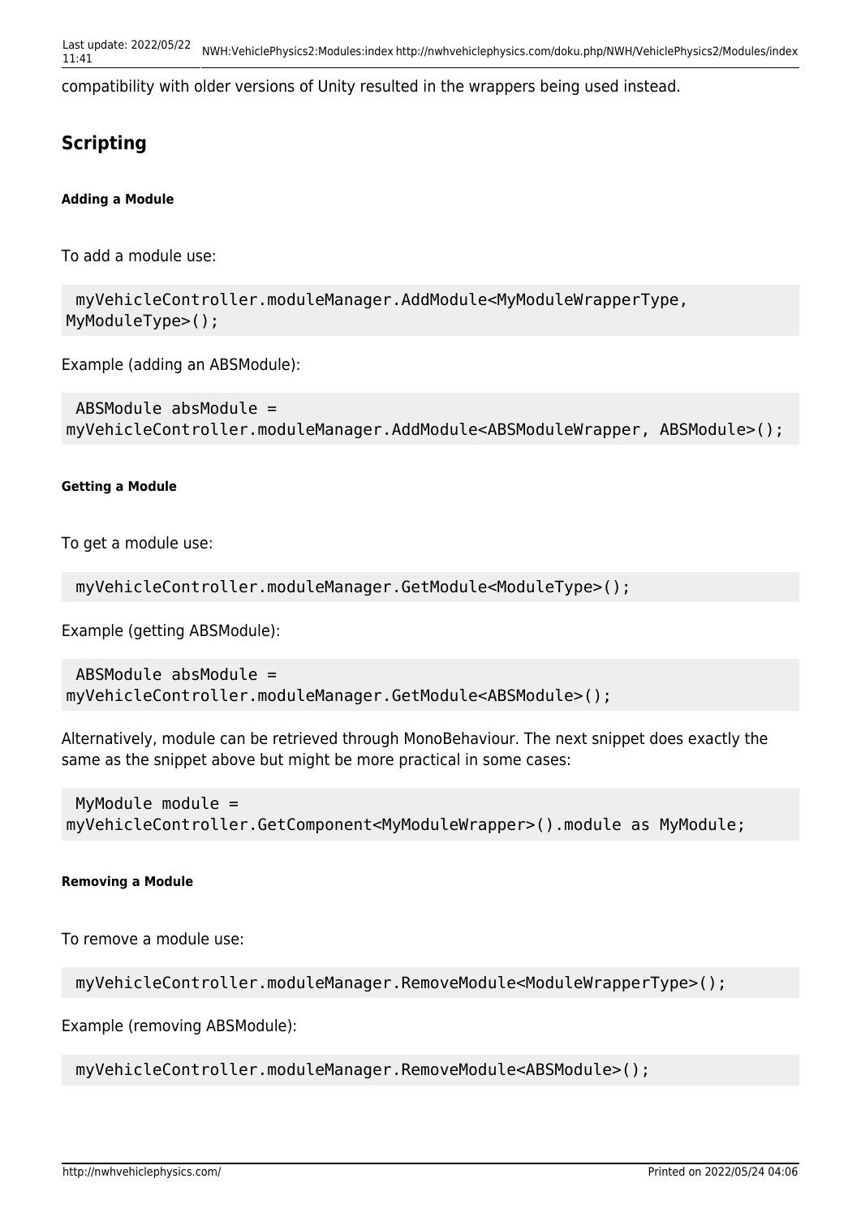compatibility with older versions of Unity resulted in the wrappers being used instead.

## Scripting

##### Adding a Module

To add a module use:

```
myVehicleController.moduleManager.AddModule<MyModuleWrapperType, MyModuleType>();
```

Example (adding an ABSModule):

```
ABSModule absModule = myVehicleController.moduleManager.AddModule<ABSModuleWrapper, ABSModule>();
```

##### Getting a Module

To get a module use:

```
myVehicleController.moduleManager.GetModule<ModuleType>();
```

Example (getting ABSModule):

```
ABSModule absModule = myVehicleController.moduleManager.GetModule<ABSModule>();
```

Alternatively, module can be retrieved through MonoBehaviour. The next snippet does exactly the same as the snippet above but might be more practical in some cases:

```
MyModule module = myVehicleController.GetComponent<MyModuleWrapper>().module as MyModule;
```

##### Removing a Module

To remove a module use:

```
myVehicleController.moduleManager.RemoveModule<ModuleWrapperType>();
```

Example (removing ABSModule):

```
myVehicleController.moduleManager.RemoveModule<ABSModule>();
```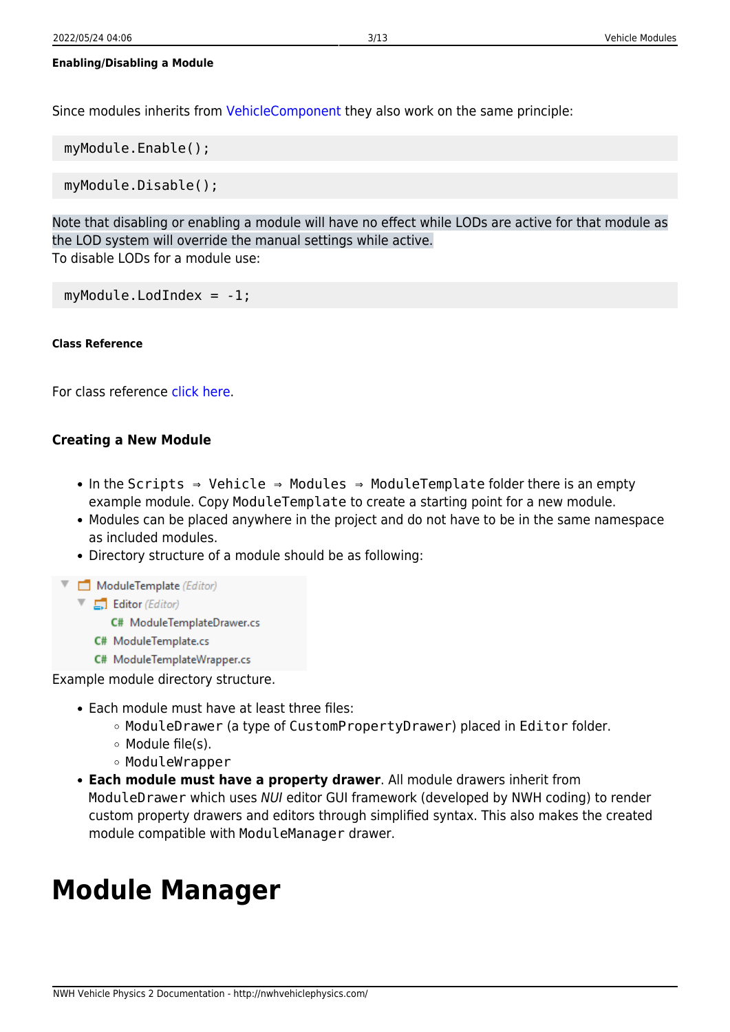#### Enabling/Disabling a Module

Since modules inherits from VehicleComponent they also work on the same principle:

```
myModule.Enable();
```

```
myModule.Disable();
```

Note that disabling or enabling a module will have no effect while LODs are active for that module as the LOD system will override the manual settings while active.
To disable LODs for a module use:

```
myModule.LodIndex = -1;
```

##### Class Reference

For class reference click here.

### Creating a New Module

- In the `Scripts ⇒ Vehicle ⇒ Modules ⇒ ModuleTemplate` folder there is an empty example module. Copy `ModuleTemplate` to create a starting point for a new module.
- Modules can be placed anywhere in the project and do not have to be in the same namespace as included modules.
- Directory structure of a module should be as following:

```
ModuleTemplate (Editor)
    Editor (Editor)
        ModuleTemplateDrawer.cs
    ModuleTemplate.cs
    ModuleTemplateWrapper.cs
```

Example module directory structure.

- Each module must have at least three files:
  - `ModuleDrawer` (a type of `CustomPropertyDrawer`) placed in `Editor` folder.
  - Module file(s).
  - `ModuleWrapper`
- **Each module must have a property drawer**. All module drawers inherit from `ModuleDrawer` which uses *NUI* editor GUI framework (developed by NWH coding) to render custom property drawers and editors through simplified syntax. This also makes the created module compatible with `ModuleManager` drawer.

# Module Manager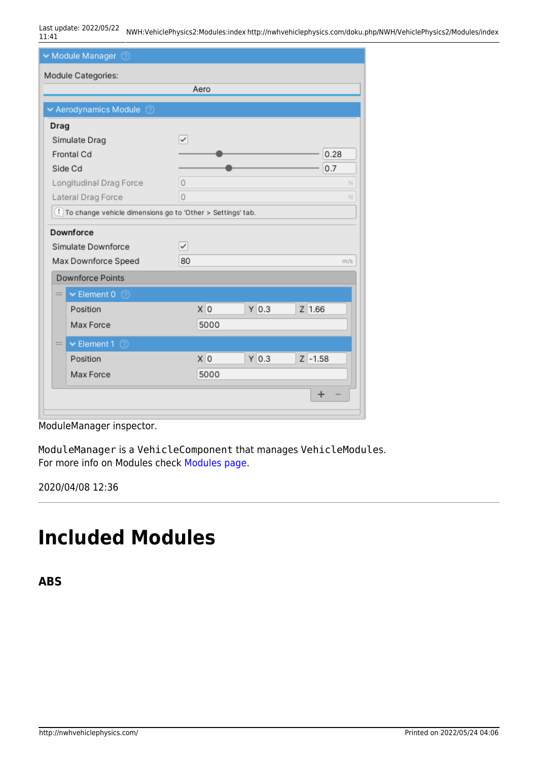ModuleManager inspector.

`ModuleManager` is a `VehicleComponent` that manages `VehicleModules`.
For more info on Modules check Modules page.

2020/04/08 12:36

---

# Included Modules

## ABS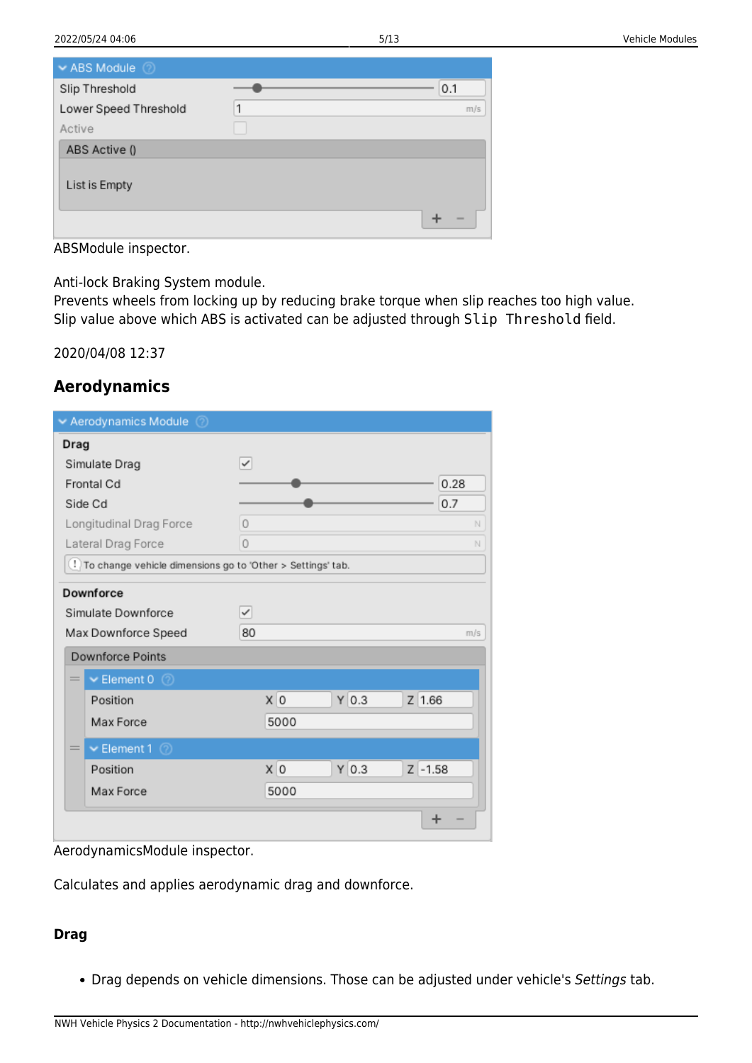ABSModule inspector.

Anti-lock Braking System module.
Prevents wheels from locking up by reducing brake torque when slip reaches too high value.
Slip value above which ABS is activated can be adjusted through `Slip Threshold` field.

2020/04/08 12:37

## Aerodynamics

AerodynamicsModule inspector.

Calculates and applies aerodynamic drag and downforce.

### Drag

- Drag depends on vehicle dimensions. Those can be adjusted under vehicle's *Settings* tab.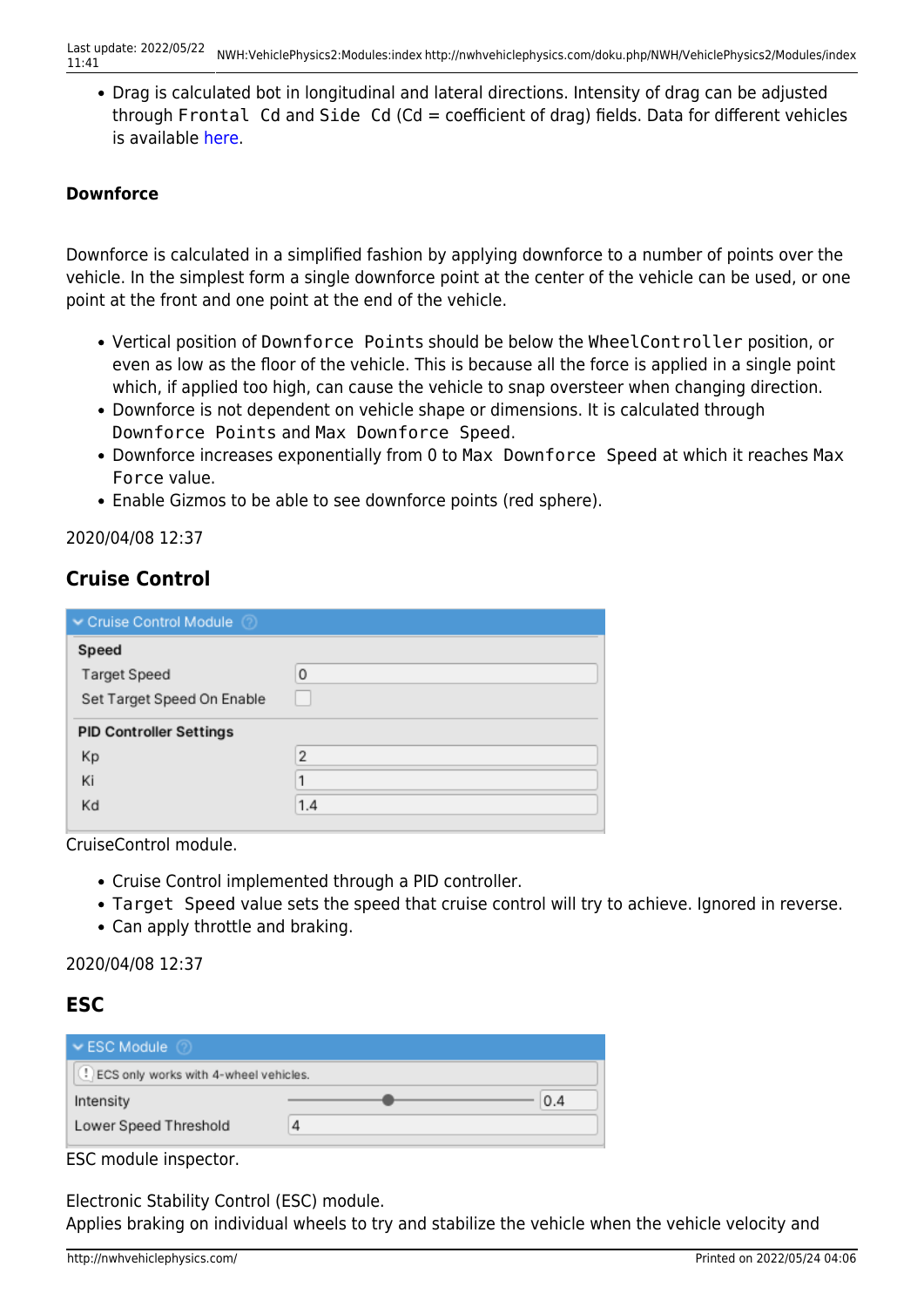- Drag is calculated bot in longitudinal and lateral directions. Intensity of drag can be adjusted through `Frontal Cd` and `Side Cd` (Cd = coefficient of drag) fields. Data for different vehicles is available here.

**Downforce**

Downforce is calculated in a simplified fashion by applying downforce to a number of points over the vehicle. In the simplest form a single downforce point at the center of the vehicle can be used, or one point at the front and one point at the end of the vehicle.

- Vertical position of `Downforce Points` should be below the `WheelController` position, or even as low as the floor of the vehicle. This is because all the force is applied in a single point which, if applied too high, can cause the vehicle to snap oversteer when changing direction.
- Downforce is not dependent on vehicle shape or dimensions. It is calculated through `Downforce Points` and `Max Downforce Speed`.
- Downforce increases exponentially from 0 to `Max Downforce Speed` at which it reaches `Max Force` value.
- Enable Gizmos to be able to see downforce points (red sphere).

2020/04/08 12:37

## Cruise Control

| Cruise Control Module | |
|---|---|
| **Speed** | |
| Target Speed | 0 |
| Set Target Speed On Enable | ☐ |
| **PID Controller Settings** | |
| Kp | 2 |
| Ki | 1 |
| Kd | 1.4 |

CruiseControl module.

- Cruise Control implemented through a PID controller.
- `Target Speed` value sets the speed that cruise control will try to achieve. Ignored in reverse.
- Can apply throttle and braking.

2020/04/08 12:37

## ESC

| ESC Module | |
|---|---|
| ECS only works with 4-wheel vehicles. | |
| Intensity | 0.4 |
| Lower Speed Threshold | 4 |

ESC module inspector.

Electronic Stability Control (ESC) module.
Applies braking on individual wheels to try and stabilize the vehicle when the vehicle velocity and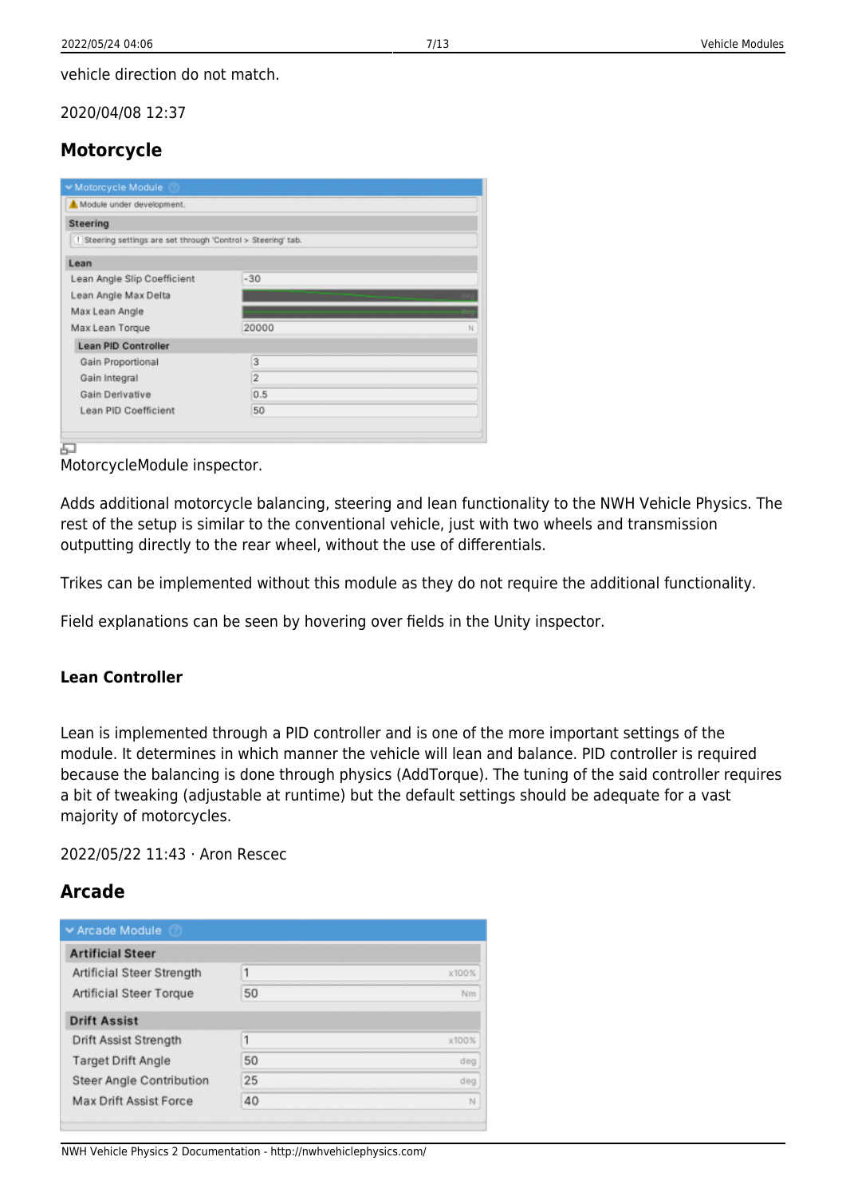vehicle direction do not match.

2020/04/08 12:37

## Motorcycle

MotorcycleModule inspector.

Adds additional motorcycle balancing, steering and lean functionality to the NWH Vehicle Physics. The rest of the setup is similar to the conventional vehicle, just with two wheels and transmission outputting directly to the rear wheel, without the use of differentials.

Trikes can be implemented without this module as they do not require the additional functionality.

Field explanations can be seen by hovering over fields in the Unity inspector.

#### Lean Controller

Lean is implemented through a PID controller and is one of the more important settings of the module. It determines in which manner the vehicle will lean and balance. PID controller is required because the balancing is done through physics (AddTorque). The tuning of the said controller requires a bit of tweaking (adjustable at runtime) but the default settings should be adequate for a vast majority of motorcycles.

2022/05/22 11:43 · Aron Rescec

## Arcade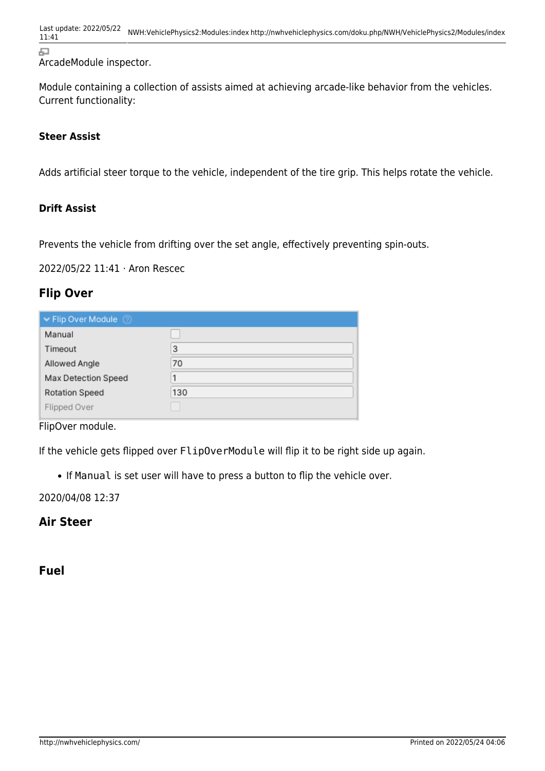ArcadeModule inspector.

Module containing a collection of assists aimed at achieving arcade-like behavior from the vehicles. Current functionality:

**Steer Assist**

Adds artificial steer torque to the vehicle, independent of the tire grip. This helps rotate the vehicle.

**Drift Assist**

Prevents the vehicle from drifting over the set angle, effectively preventing spin-outs.

2022/05/22 11:41 · Aron Rescec

## Flip Over

| Flip Over Module | |
|---|---|
| Manual | ☐ |
| Timeout | 3 |
| Allowed Angle | 70 |
| Max Detection Speed | 1 |
| Rotation Speed | 130 |
| Flipped Over | ☐ |

FlipOver module.

If the vehicle gets flipped over `FlipOverModule` will flip it to be right side up again.

- If `Manual` is set user will have to press a button to flip the vehicle over.

2020/04/08 12:37

## Air Steer

## Fuel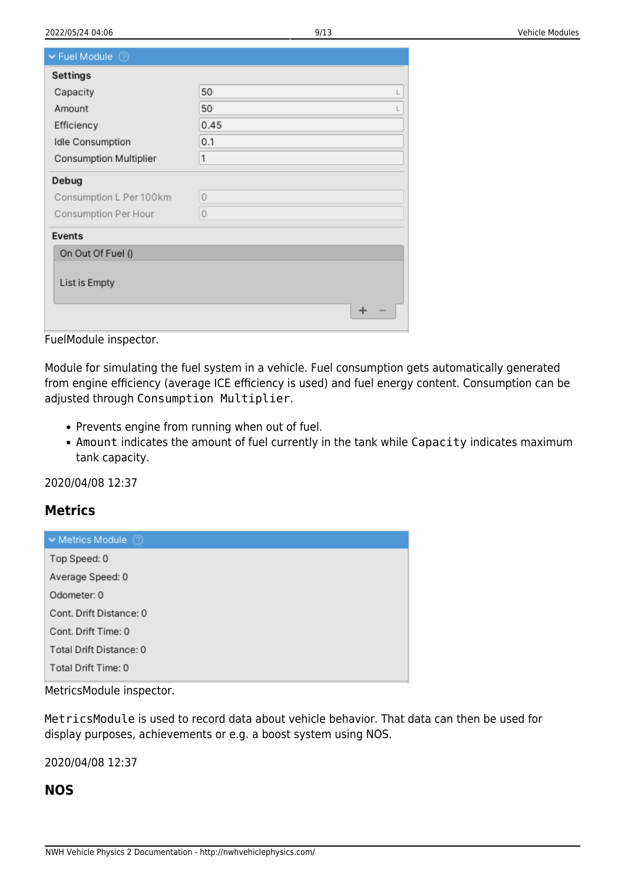FuelModule inspector.

Module for simulating the fuel system in a vehicle. Fuel consumption gets automatically generated from engine efficiency (average ICE efficiency is used) and fuel energy content. Consumption can be adjusted through `Consumption Multiplier`.

- Prevents engine from running when out of fuel.
- `Amount` indicates the amount of fuel currently in the tank while `Capacity` indicates maximum tank capacity.

2020/04/08 12:37

## Metrics

MetricsModule inspector.

`MetricsModule` is used to record data about vehicle behavior. That data can then be used for display purposes, achievements or e.g. a boost system using NOS.

2020/04/08 12:37

## NOS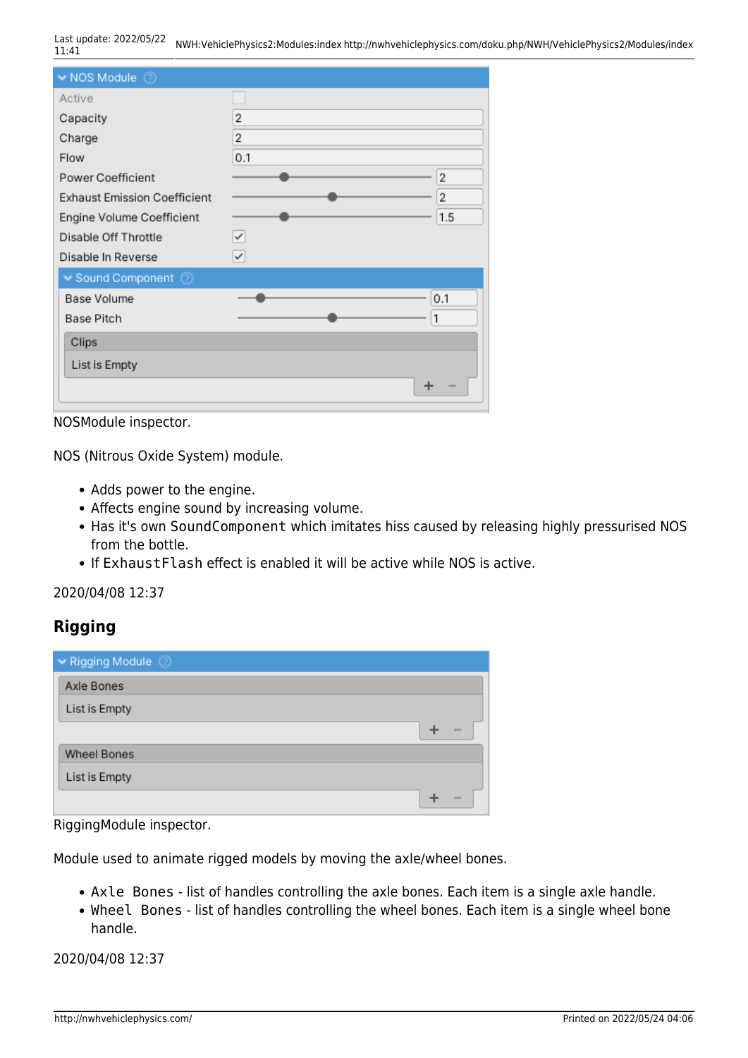NOSModule inspector.

NOS (Nitrous Oxide System) module.

- Adds power to the engine.
- Affects engine sound by increasing volume.
- Has it's own `SoundComponent` which imitates hiss caused by releasing highly pressurised NOS from the bottle.
- If `ExhaustFlash` effect is enabled it will be active while NOS is active.

2020/04/08 12:37

## Rigging

RiggingModule inspector.

Module used to animate rigged models by moving the axle/wheel bones.

- `Axle Bones` - list of handles controlling the axle bones. Each item is a single axle handle.
- `Wheel Bones` - list of handles controlling the wheel bones. Each item is a single wheel bone handle.

2020/04/08 12:37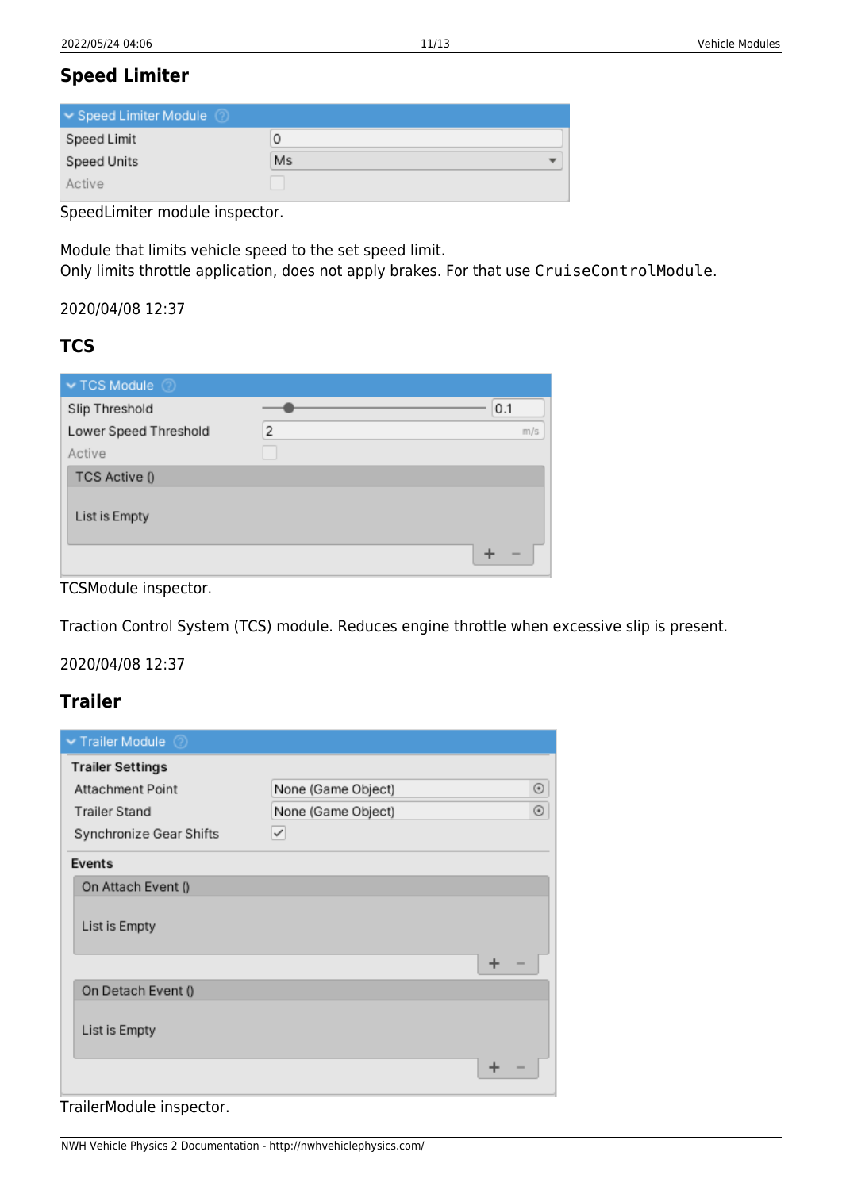## Speed Limiter

SpeedLimiter module inspector.

Module that limits vehicle speed to the set speed limit.
Only limits throttle application, does not apply brakes. For that use `CruiseControlModule`.

2020/04/08 12:37

## TCS

TCSModule inspector.

Traction Control System (TCS) module. Reduces engine throttle when excessive slip is present.

2020/04/08 12:37

## Trailer

TrailerModule inspector.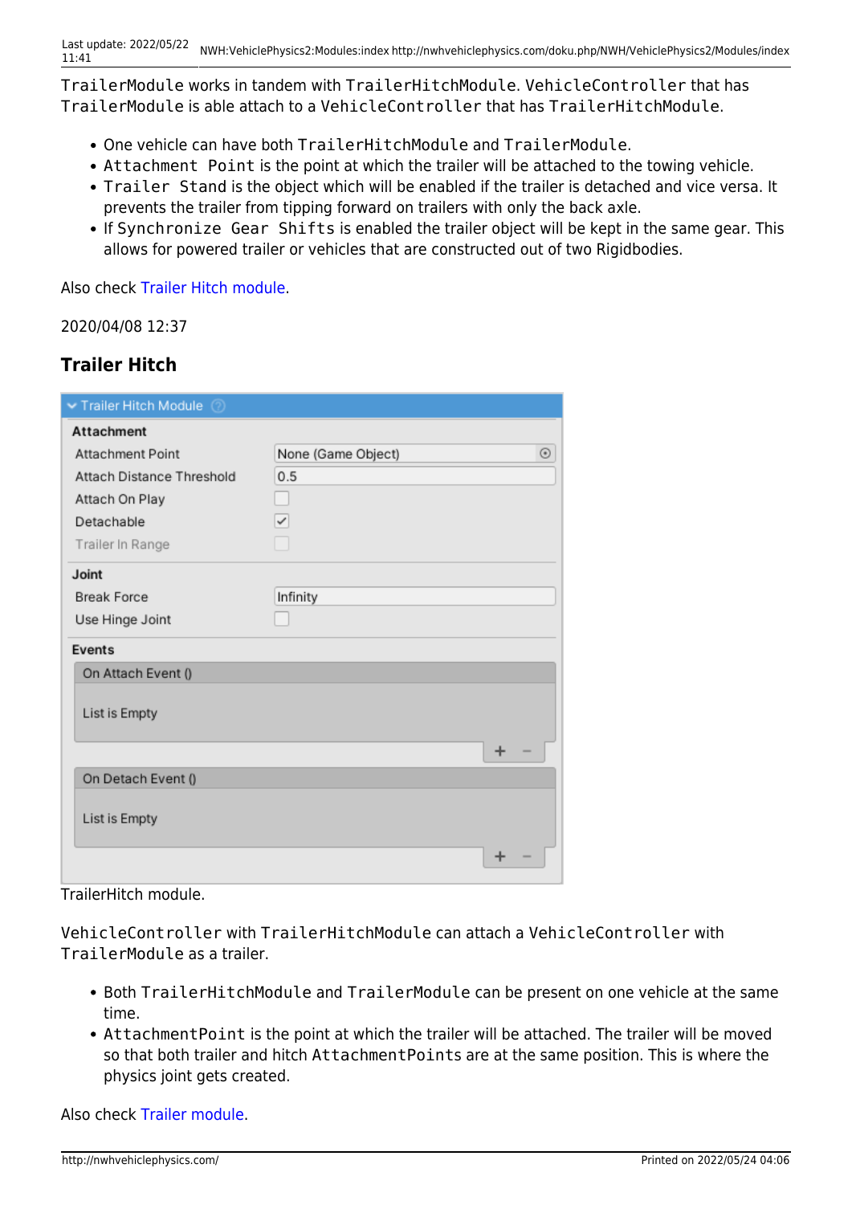`TrailerModule` works in tandem with `TrailerHitchModule`. `VehicleController` that has `TrailerModule` is able attach to a `VehicleController` that has `TrailerHitchModule`.

- One vehicle can have both `TrailerHitchModule` and `TrailerModule`.
- `Attachment Point` is the point at which the trailer will be attached to the towing vehicle.
- `Trailer Stand` is the object which will be enabled if the trailer is detached and vice versa. It prevents the trailer from tipping forward on trailers with only the back axle.
- If `Synchronize Gear Shifts` is enabled the trailer object will be kept in the same gear. This allows for powered trailer or vehicles that are constructed out of two Rigidbodies.

Also check Trailer Hitch module.

2020/04/08 12:37

### Trailer Hitch

**Trailer Hitch Module**

**Attachment**

| | |
|---|---|
| Attachment Point | None (Game Object) |
| Attach Distance Threshold | 0.5 |
| Attach On Play | ☐ |
| Detachable | ☑ |
| Trailer In Range | ☐ |

**Joint**

| | |
|---|---|
| Break Force | Infinity |
| Use Hinge Joint | ☐ |

**Events**

On Attach Event ()

List is Empty

On Detach Event ()

List is Empty

TrailerHitch module.

`VehicleController` with `TrailerHitchModule` can attach a `VehicleController` with `TrailerModule` as a trailer.

- Both `TrailerHitchModule` and `TrailerModule` can be present on one vehicle at the same time.
- `AttachmentPoint` is the point at which the trailer will be attached. The trailer will be moved so that both trailer and hitch `AttachmentPoints` are at the same position. This is where the physics joint gets created.

Also check Trailer module.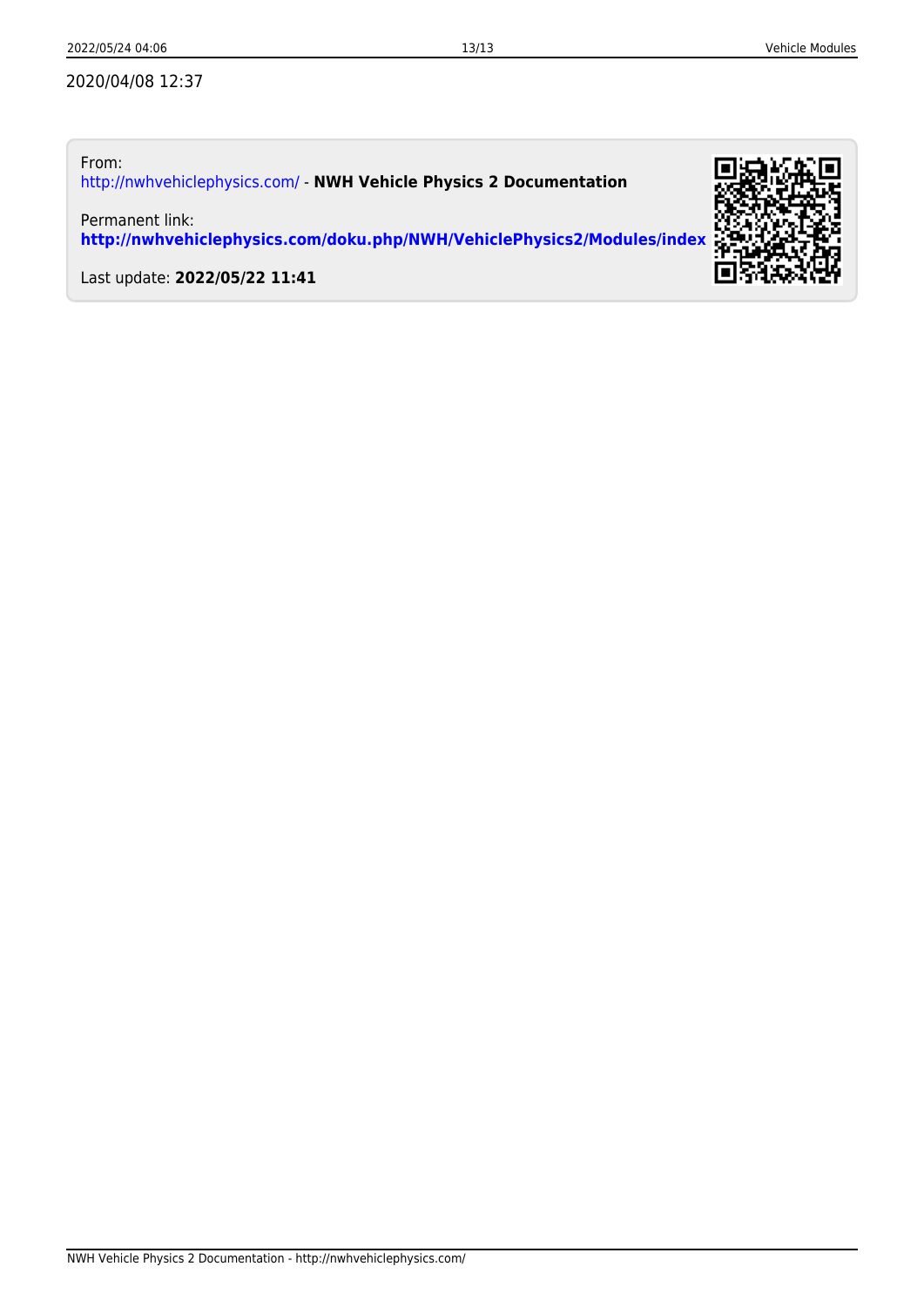2020/04/08 12:37

From:
http://nwhvehiclephysics.com/ - **NWH Vehicle Physics 2 Documentation**

Permanent link:
**http://nwhvehiclephysics.com/doku.php/NWH/VehiclePhysics2/Modules/index**

Last update: **2022/05/22 11:41**